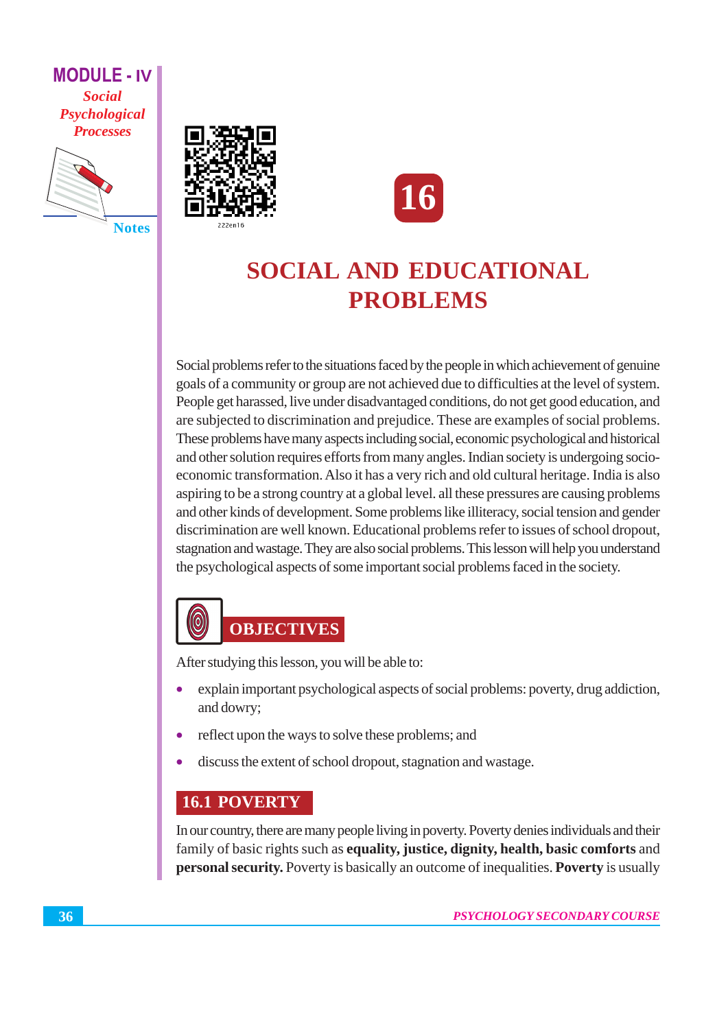# 16

# SOCIAL AND EDUCATIONAL PROBLEMS

Social problems refer to the situations faced by the people in which achievement of genuine goals of a community or group are not achieved due to difficulties at the level of system. People get harassed, live under disadvantaged conditions, do not get good education, and are subjected to discrimination and prejudice. These are examples of social problems. These problems have many aspects including social, economic psychological and historical and other solution requires efforts from many angles. Indian society is undergoing socio-economic transformation. Also it has a very rich and old cultural heritage. India is also aspiring to be a strong country at a global level. all these pressures are causing problems and other kinds of development. Some problems like illiteracy, social tension and gender discrimination are well known. Educational problems refer to issues of school dropout, stagnation and wastage. They are also social problems. This lesson will help you understand the psychological aspects of some important social problems faced in the society.

## OBJECTIVES

After studying this lesson, you will be able to:

- explain important psychological aspects of social problems: poverty, drug addiction, and dowry;
- reflect upon the ways to solve these problems; and
- discuss the extent of school dropout, stagnation and wastage.

## 16.1 POVERTY

In our country, there are many people living in poverty. Poverty denies individuals and their family of basic rights such as **equality, justice, dignity, health, basic comforts** and **personal security.** Poverty is basically an outcome of inequalities. **Poverty** is usually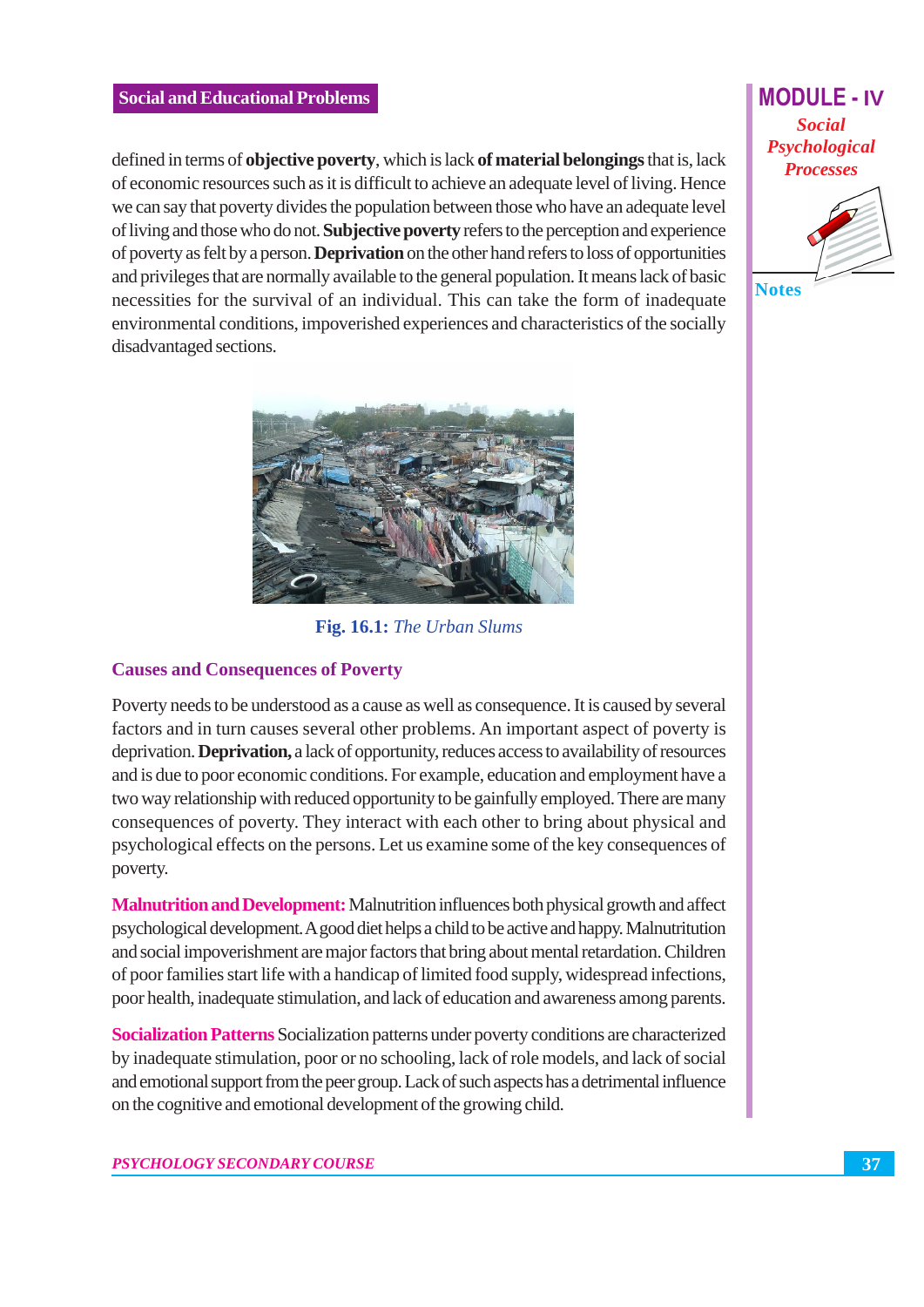defined in terms of **objective poverty**, which is lack **of material belongings** that is, lack of economic resources such as it is difficult to achieve an adequate level of living. Hence we can say that poverty divides the population between those who have an adequate level of living and those who do not. **Subjective poverty** refers to the perception and experience of poverty as felt by a person. **Deprivation** on the other hand refers to loss of opportunities and privileges that are normally available to the general population. It means lack of basic necessities for the survival of an individual. This can take the form of inadequate environmental conditions, impoverished experiences and characteristics of the socially disadvantaged sections.

**Fig. 16.1:** *The Urban Slums*

### Causes and Consequences of Poverty

Poverty needs to be understood as a cause as well as consequence. It is caused by several factors and in turn causes several other problems. An important aspect of poverty is deprivation. **Deprivation,** a lack of opportunity, reduces access to availability of resources and is due to poor economic conditions. For example, education and employment have a two way relationship with reduced opportunity to be gainfully employed. There are many consequences of poverty. They interact with each other to bring about physical and psychological effects on the persons. Let us examine some of the key consequences of poverty.

**Malnutrition and Development:** Malnutrition influences both physical growth and affect psychological development. A good diet helps a child to be active and happy. Malnutritution and social impoverishment are major factors that bring about mental retardation. Children of poor families start life with a handicap of limited food supply, widespread infections, poor health, inadequate stimulation, and lack of education and awareness among parents.

**Socialization Patterns** Socialization patterns under poverty conditions are characterized by inadequate stimulation, poor or no schooling, lack of role models, and lack of social and emotional support from the peer group. Lack of such aspects has a detrimental influence on the cognitive and emotional development of the growing child.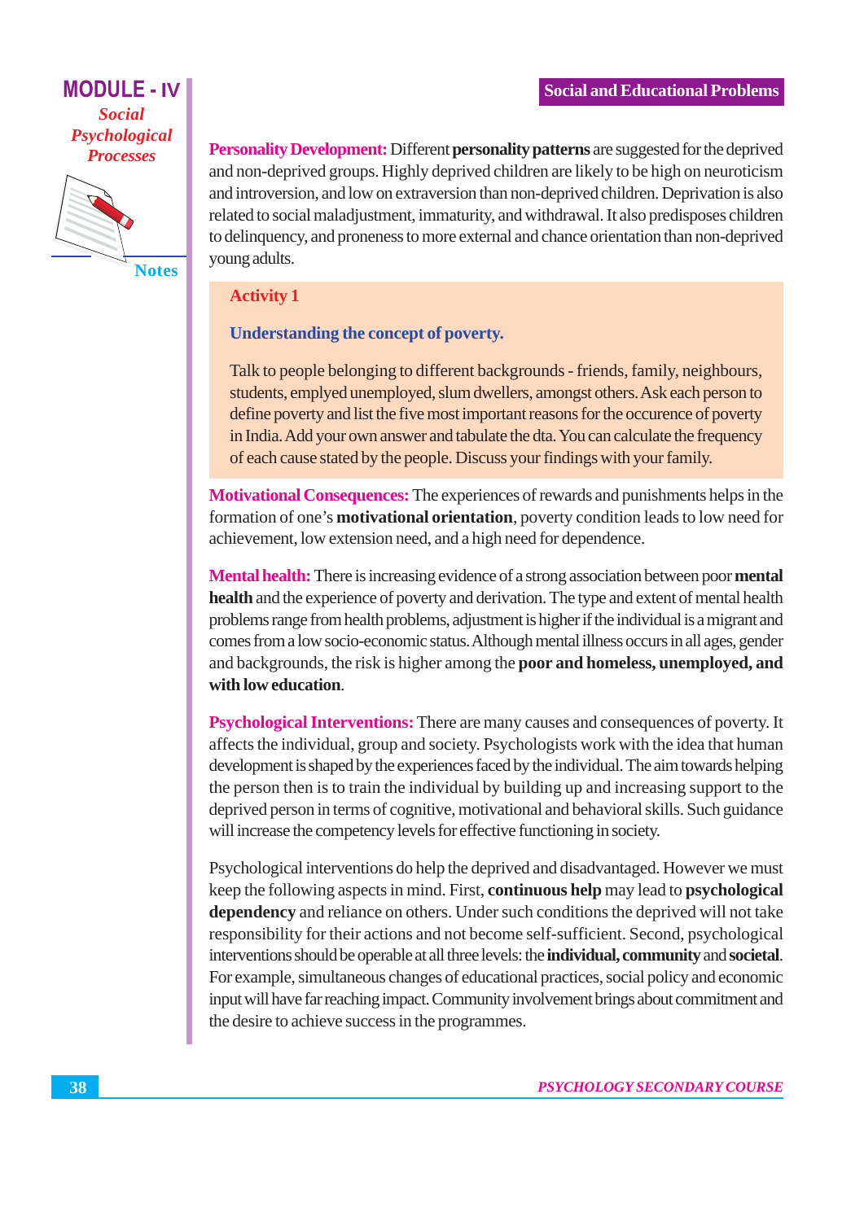**Personality Development:** Different **personality patterns** are suggested for the deprived and non-deprived groups. Highly deprived children are likely to be high on neuroticism and introversion, and low on extraversion than non-deprived children. Deprivation is also related to social maladjustment, immaturity, and withdrawal. It also predisposes children to delinquency, and proneness to more external and chance orientation than non-deprived young adults.

### Activity 1

**Understanding the concept of poverty.**

Talk to people belonging to different backgrounds - friends, family, neighbours, students, emplyed unemployed, slum dwellers, amongst others. Ask each person to define poverty and list the five most important reasons for the occurence of poverty in India. Add your own answer and tabulate the dta. You can calculate the frequency of each cause stated by the people. Discuss your findings with your family.

**Motivational Consequences:** The experiences of rewards and punishments helps in the formation of one's **motivational orientation**, poverty condition leads to low need for achievement, low extension need, and a high need for dependence.

**Mental health:** There is increasing evidence of a strong association between poor **mental health** and the experience of poverty and derivation. The type and extent of mental health problems range from health problems, adjustment is higher if the individual is a migrant and comes from a low socio-economic status. Although mental illness occurs in all ages, gender and backgrounds, the risk is higher among the **poor and homeless, unemployed, and with low education**.

**Psychological Interventions:** There are many causes and consequences of poverty. It affects the individual, group and society. Psychologists work with the idea that human development is shaped by the experiences faced by the individual. The aim towards helping the person then is to train the individual by building up and increasing support to the deprived person in terms of cognitive, motivational and behavioral skills. Such guidance will increase the competency levels for effective functioning in society.

Psychological interventions do help the deprived and disadvantaged. However we must keep the following aspects in mind. First, **continuous help** may lead to **psychological dependency** and reliance on others. Under such conditions the deprived will not take responsibility for their actions and not become self-sufficient. Second, psychological interventions should be operable at all three levels: the **individual, community** and **societal**. For example, simultaneous changes of educational practices, social policy and economic input will have far reaching impact. Community involvement brings about commitment and the desire to achieve success in the programmes.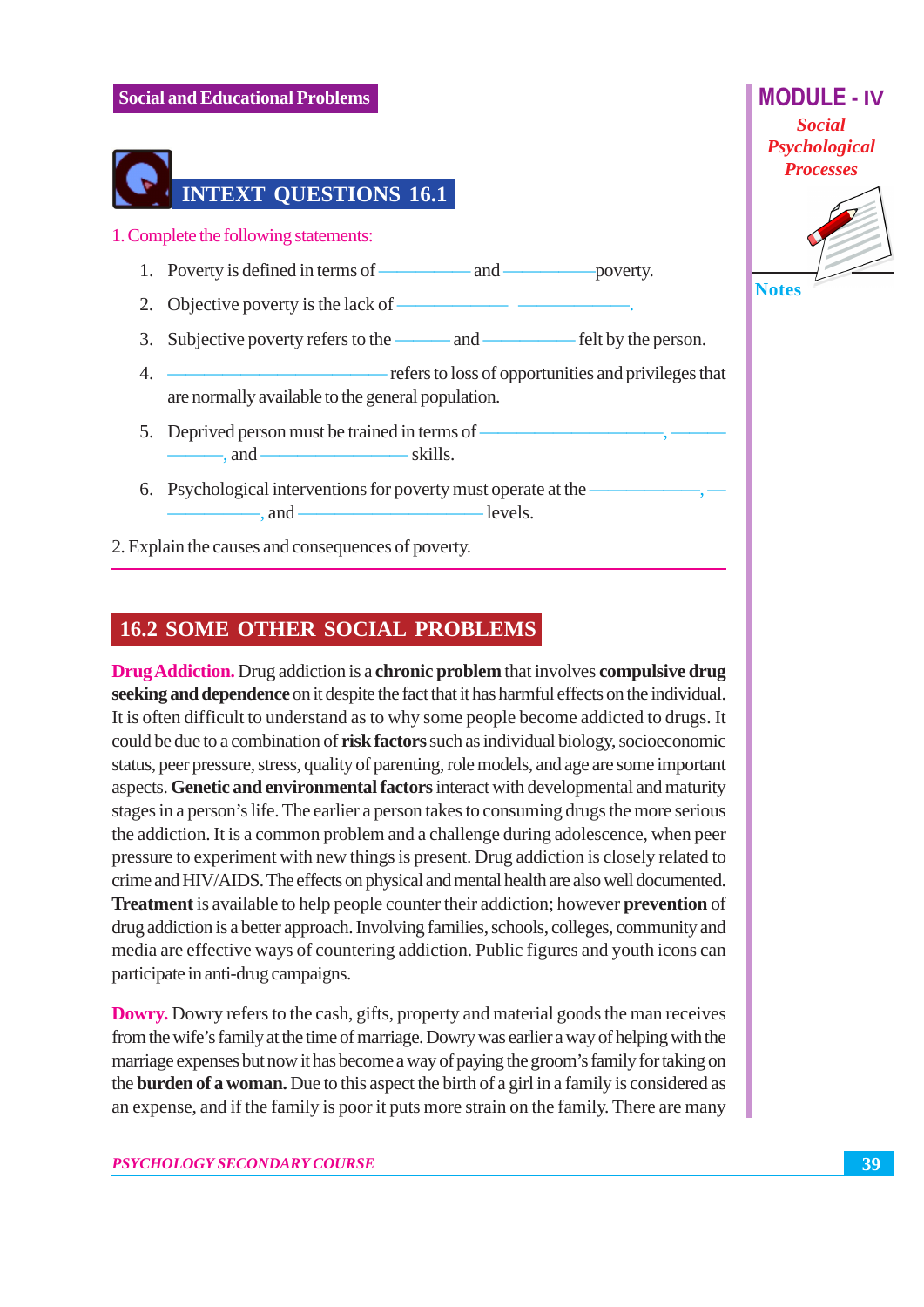## INTEXT QUESTIONS 16.1

1. Complete the following statements:

   1. Poverty is defined in terms of __________ and __________ poverty.
   2. Objective poverty is the lack of __________ __________.
   3. Subjective poverty refers to the ______ and __________ felt by the person.
   4. ____________________ refers to loss of opportunities and privileges that are normally available to the general population.
   5. Deprived person must be trained in terms of ____________________, ______ ______, and ________________ skills.
   6. Psychological interventions for poverty must operate at the ____________, ____________, and ____________________ levels.

2. Explain the causes and consequences of poverty.

## 16.2 SOME OTHER SOCIAL PROBLEMS

**Drug Addiction.** Drug addiction is a **chronic problem** that involves **compulsive drug seeking and dependence** on it despite the fact that it has harmful effects on the individual. It is often difficult to understand as to why some people become addicted to drugs. It could be due to a combination of **risk factors** such as individual biology, socioeconomic status, peer pressure, stress, quality of parenting, role models, and age are some important aspects. **Genetic and environmental factors** interact with developmental and maturity stages in a person's life. The earlier a person takes to consuming drugs the more serious the addiction. It is a common problem and a challenge during adolescence, when peer pressure to experiment with new things is present. Drug addiction is closely related to crime and HIV/AIDS. The effects on physical and mental health are also well documented. **Treatment** is available to help people counter their addiction; however **prevention** of drug addiction is a better approach. Involving families, schools, colleges, community and media are effective ways of countering addiction. Public figures and youth icons can participate in anti-drug campaigns.

**Dowry.** Dowry refers to the cash, gifts, property and material goods the man receives from the wife's family at the time of marriage. Dowry was earlier a way of helping with the marriage expenses but now it has become a way of paying the groom's family for taking on the **burden of a woman.** Due to this aspect the birth of a girl in a family is considered as an expense, and if the family is poor it puts more strain on the family. There are many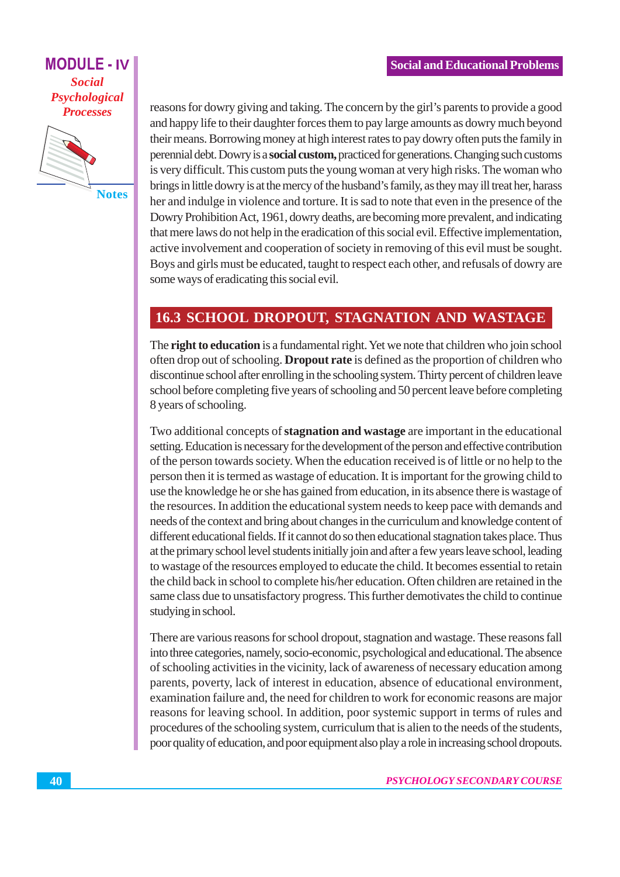reasons for dowry giving and taking. The concern by the girl's parents to provide a good and happy life to their daughter forces them to pay large amounts as dowry much beyond their means. Borrowing money at high interest rates to pay dowry often puts the family in perennial debt. Dowry is a **social custom,** practiced for generations. Changing such customs is very difficult. This custom puts the young woman at very high risks. The woman who brings in little dowry is at the mercy of the husband's family, as they may ill treat her, harass her and indulge in violence and torture. It is sad to note that even in the presence of the Dowry Prohibition Act, 1961, dowry deaths, are becoming more prevalent, and indicating that mere laws do not help in the eradication of this social evil. Effective implementation, active involvement and cooperation of society in removing of this evil must be sought. Boys and girls must be educated, taught to respect each other, and refusals of dowry are some ways of eradicating this social evil.

## 16.3 SCHOOL DROPOUT, STAGNATION AND WASTAGE

The **right to education** is a fundamental right. Yet we note that children who join school often drop out of schooling. **Dropout rate** is defined as the proportion of children who discontinue school after enrolling in the schooling system. Thirty percent of children leave school before completing five years of schooling and 50 percent leave before completing 8 years of schooling.

Two additional concepts of **stagnation and wastage** are important in the educational setting. Education is necessary for the development of the person and effective contribution of the person towards society. When the education received is of little or no help to the person then it is termed as wastage of education. It is important for the growing child to use the knowledge he or she has gained from education, in its absence there is wastage of the resources. In addition the educational system needs to keep pace with demands and needs of the context and bring about changes in the curriculum and knowledge content of different educational fields. If it cannot do so then educational stagnation takes place. Thus at the primary school level students initially join and after a few years leave school, leading to wastage of the resources employed to educate the child. It becomes essential to retain the child back in school to complete his/her education. Often children are retained in the same class due to unsatisfactory progress. This further demotivates the child to continue studying in school.

There are various reasons for school dropout, stagnation and wastage. These reasons fall into three categories, namely, socio-economic, psychological and educational. The absence of schooling activities in the vicinity, lack of awareness of necessary education among parents, poverty, lack of interest in education, absence of educational environment, examination failure and, the need for children to work for economic reasons are major reasons for leaving school. In addition, poor systemic support in terms of rules and procedures of the schooling system, curriculum that is alien to the needs of the students, poor quality of education, and poor equipment also play a role in increasing school dropouts.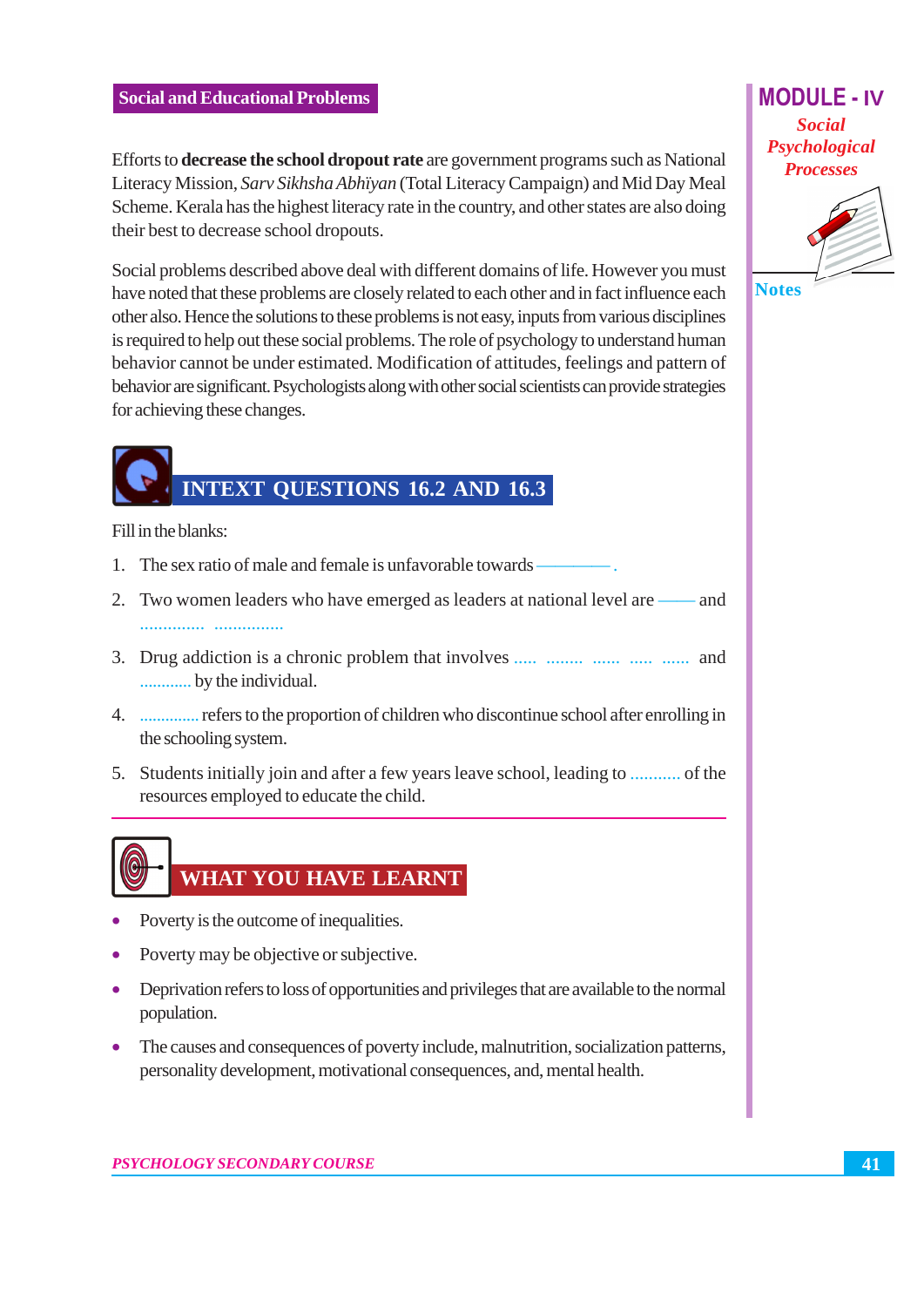Efforts to **decrease the school dropout rate** are government programs such as National Literacy Mission, *Sarv Sikhsha Abhiyan* (Total Literacy Campaign) and Mid Day Meal Scheme. Kerala has the highest literacy rate in the country, and other states are also doing their best to decrease school dropouts.

Social problems described above deal with different domains of life. However you must have noted that these problems are closely related to each other and in fact influence each other also. Hence the solutions to these problems is not easy, inputs from various disciplines is required to help out these social problems. The role of psychology to understand human behavior cannot be under estimated. Modification of attitudes, feelings and pattern of behavior are significant. Psychologists along with other social scientists can provide strategies for achieving these changes.

## INTEXT QUESTIONS 16.2 AND 16.3

Fill in the blanks:

1. The sex ratio of male and female is unfavorable towards ————.
2. Two women leaders who have emerged as leaders at national level are —— and .............. ...............
3. Drug addiction is a chronic problem that involves ..... ........ ...... ..... ...... and ............ by the individual.
4. .............. refers to the proportion of children who discontinue school after enrolling in the schooling system.
5. Students initially join and after a few years leave school, leading to ........... of the resources employed to educate the child.

## WHAT YOU HAVE LEARNT

- Poverty is the outcome of inequalities.
- Poverty may be objective or subjective.
- Deprivation refers to loss of opportunities and privileges that are available to the normal population.
- The causes and consequences of poverty include, malnutrition, socialization patterns, personality development, motivational consequences, and, mental health.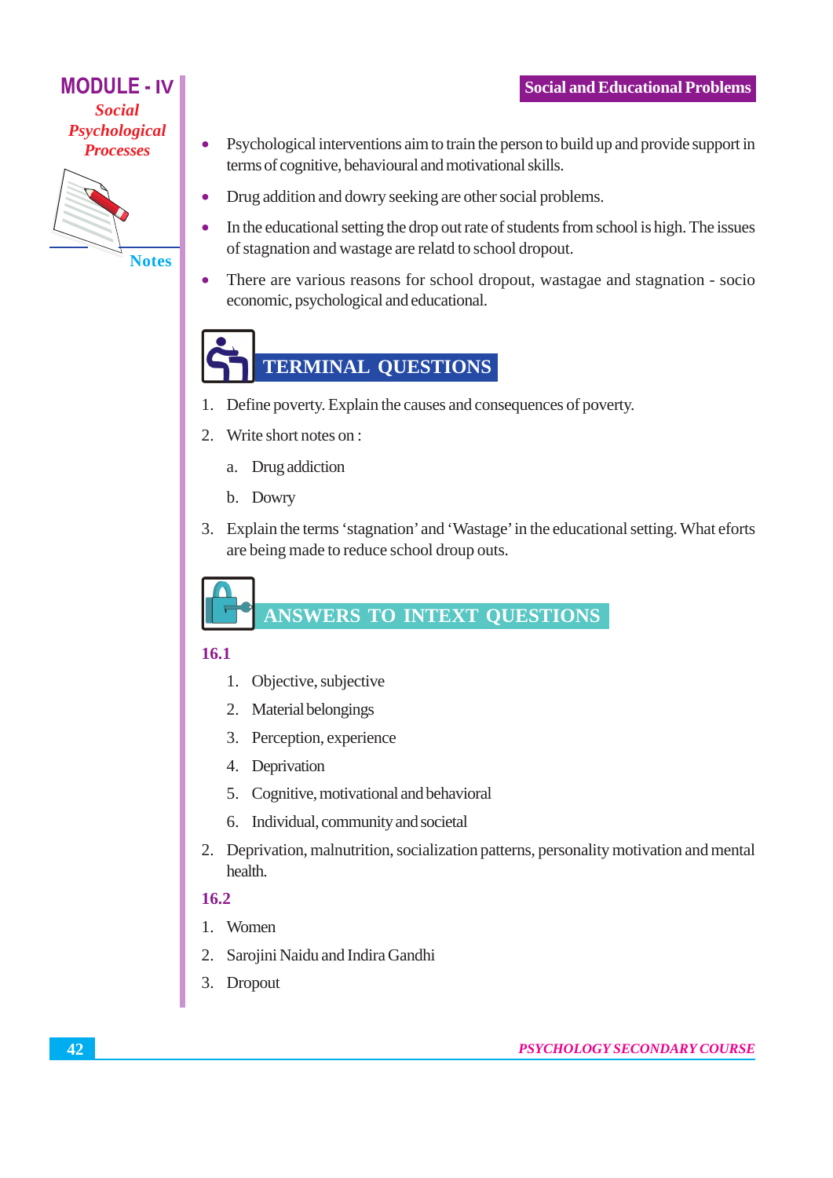- Psychological interventions aim to train the person to build up and provide support in terms of cognitive, behavioural and motivational skills.
- Drug addition and dowry seeking are other social problems.
- In the educational setting the drop out rate of students from school is high. The issues of stagnation and wastage are relatd to school dropout.
- There are various reasons for school dropout, wastagae and stagnation - socio economic, psychological and educational.

## TERMINAL QUESTIONS

1. Define poverty. Explain the causes and consequences of poverty.
2. Write short notes on :
   a. Drug addiction
   b. Dowry
3. Explain the terms 'stagnation' and 'Wastage' in the educational setting. What eforts are being made to reduce school droup outs.

## ANSWERS TO INTEXT QUESTIONS

**16.1**

1. 1. Objective, subjective
   2. Material belongings
   3. Perception, experience
   4. Deprivation
   5. Cognitive, motivational and behavioral
   6. Individual, community and societal
2. Deprivation, malnutrition, socialization patterns, personality motivation and mental health.

**16.2**

1. Women
2. Sarojini Naidu and Indira Gandhi
3. Dropout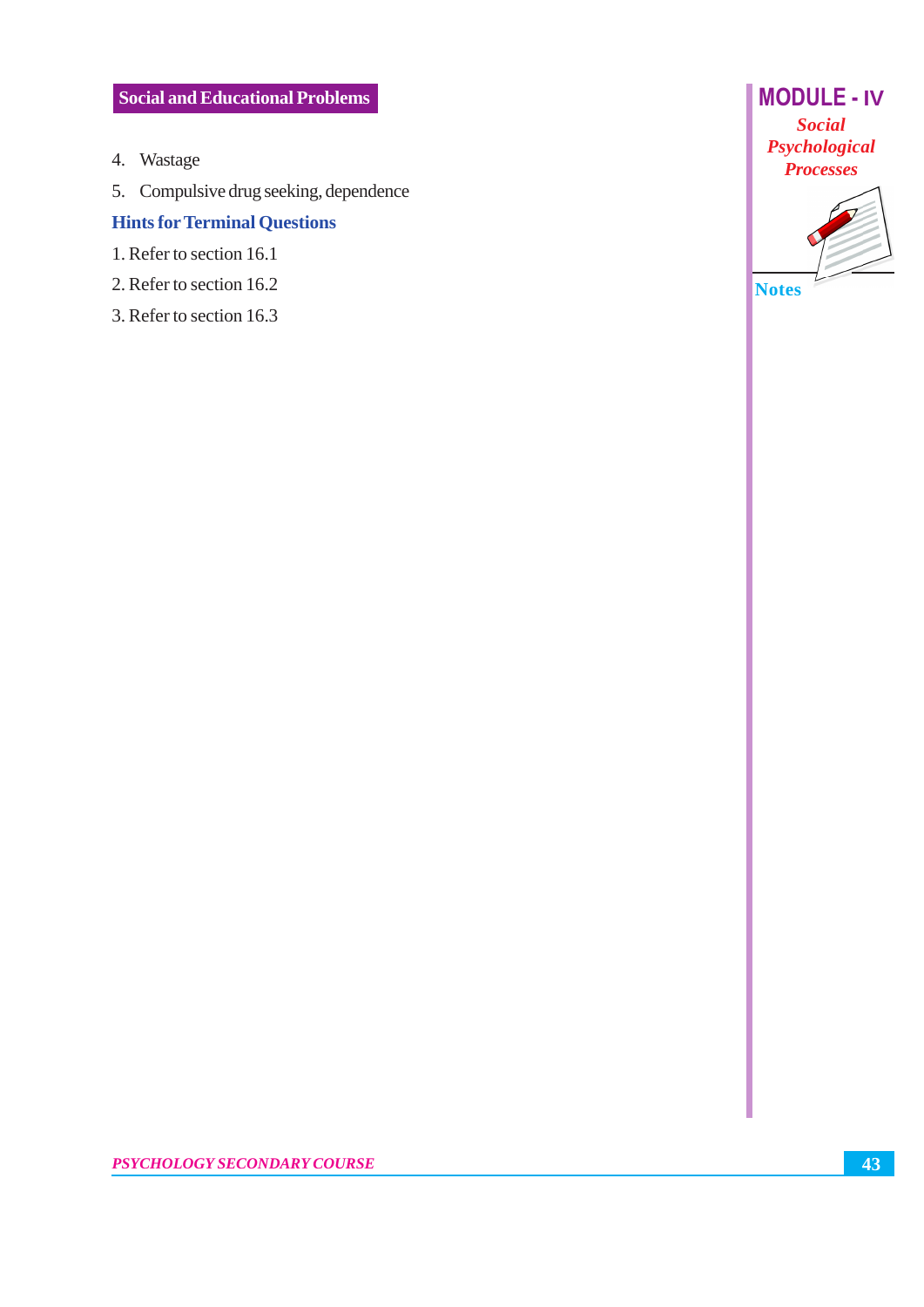4. Wastage
5. Compulsive drug seeking, dependence

## Hints for Terminal Questions

1. Refer to section 16.1
2. Refer to section 16.2
3. Refer to section 16.3